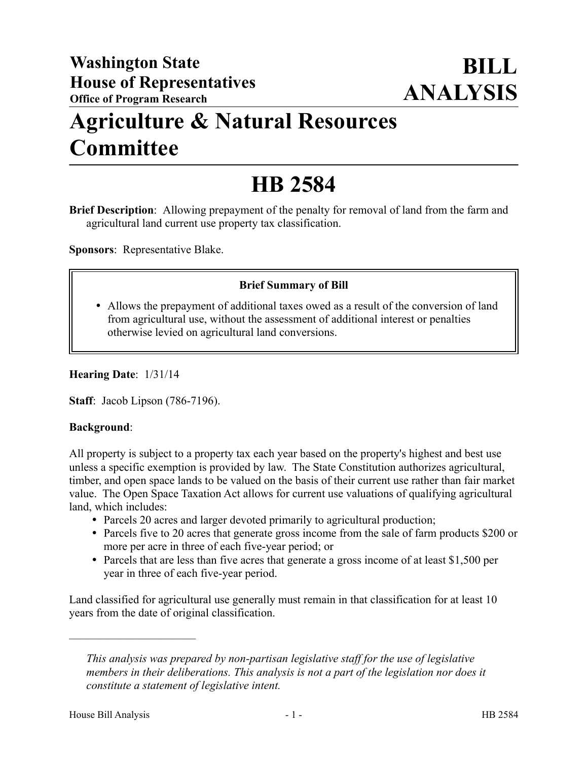**Washington State House of Representatives**
**Office of Program Research**

# BILL ANALYSIS

# Agriculture & Natural Resources Committee

# HB 2584

**Brief Description**: Allowing prepayment of the penalty for removal of land from the farm and agricultural land current use property tax classification.

**Sponsors**: Representative Blake.

**Brief Summary of Bill**

- Allows the prepayment of additional taxes owed as a result of the conversion of land from agricultural use, without the assessment of additional interest or penalties otherwise levied on agricultural land conversions.

**Hearing Date**: 1/31/14

**Staff**: Jacob Lipson (786-7196).

**Background**:

All property is subject to a property tax each year based on the property's highest and best use unless a specific exemption is provided by law. The State Constitution authorizes agricultural, timber, and open space lands to be valued on the basis of their current use rather than fair market value. The Open Space Taxation Act allows for current use valuations of qualifying agricultural land, which includes:

- Parcels 20 acres and larger devoted primarily to agricultural production;
- Parcels five to 20 acres that generate gross income from the sale of farm products $200 or more per acre in three of each five-year period; or
- Parcels that are less than five acres that generate a gross income of at least $1,500 per year in three of each five-year period.

Land classified for agricultural use generally must remain in that classification for at least 10 years from the date of original classification.

---

*This analysis was prepared by non-partisan legislative staff for the use of legislative members in their deliberations. This analysis is not a part of the legislation nor does it constitute a statement of legislative intent.*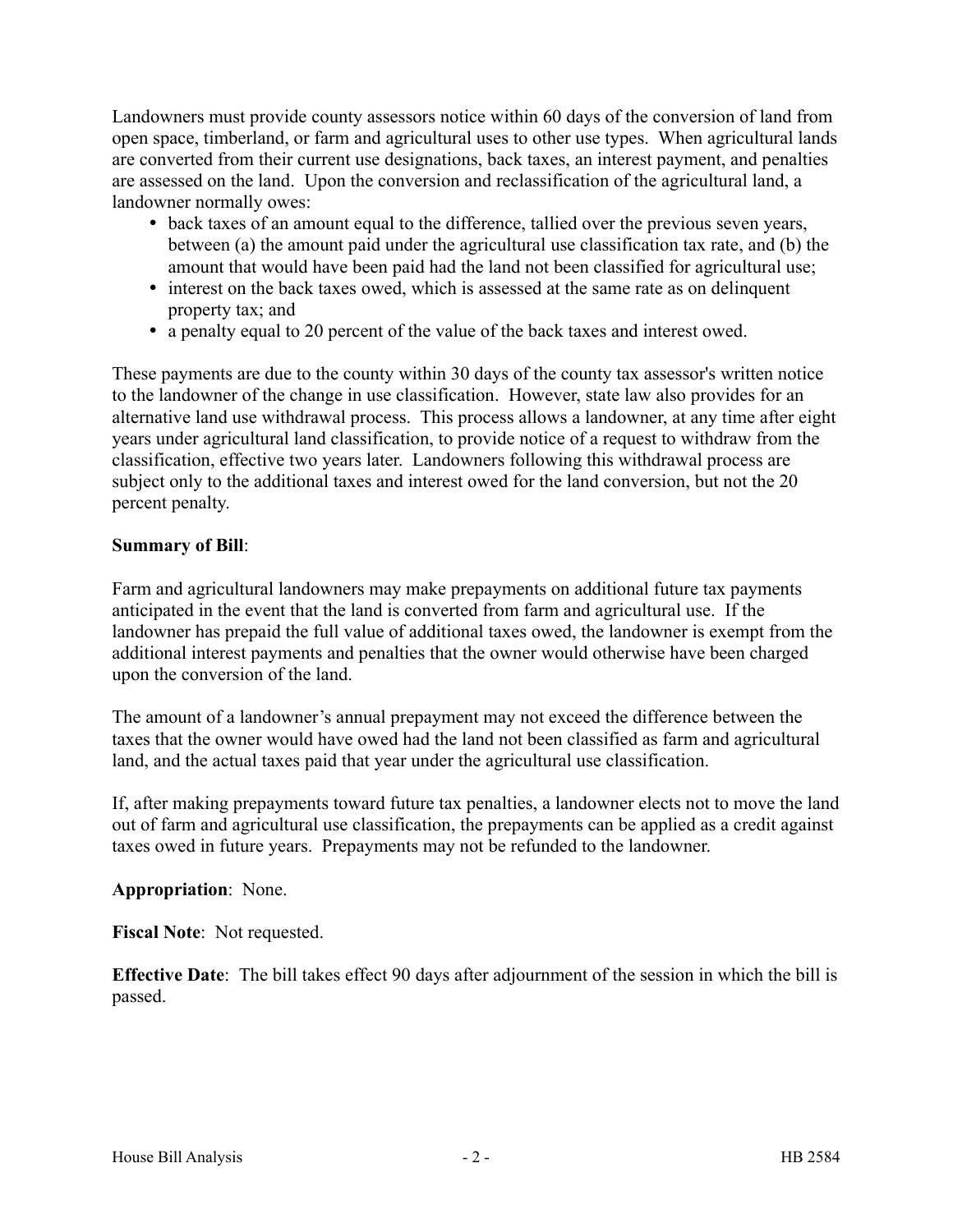Landowners must provide county assessors notice within 60 days of the conversion of land from open space, timberland, or farm and agricultural uses to other use types. When agricultural lands are converted from their current use designations, back taxes, an interest payment, and penalties are assessed on the land. Upon the conversion and reclassification of the agricultural land, a landowner normally owes:

- back taxes of an amount equal to the difference, tallied over the previous seven years, between (a) the amount paid under the agricultural use classification tax rate, and (b) the amount that would have been paid had the land not been classified for agricultural use;
- interest on the back taxes owed, which is assessed at the same rate as on delinquent property tax; and
- a penalty equal to 20 percent of the value of the back taxes and interest owed.

These payments are due to the county within 30 days of the county tax assessor's written notice to the landowner of the change in use classification. However, state law also provides for an alternative land use withdrawal process. This process allows a landowner, at any time after eight years under agricultural land classification, to provide notice of a request to withdraw from the classification, effective two years later. Landowners following this withdrawal process are subject only to the additional taxes and interest owed for the land conversion, but not the 20 percent penalty.

**Summary of Bill**:

Farm and agricultural landowners may make prepayments on additional future tax payments anticipated in the event that the land is converted from farm and agricultural use. If the landowner has prepaid the full value of additional taxes owed, the landowner is exempt from the additional interest payments and penalties that the owner would otherwise have been charged upon the conversion of the land.

The amount of a landowner's annual prepayment may not exceed the difference between the taxes that the owner would have owed had the land not been classified as farm and agricultural land, and the actual taxes paid that year under the agricultural use classification.

If, after making prepayments toward future tax penalties, a landowner elects not to move the land out of farm and agricultural use classification, the prepayments can be applied as a credit against taxes owed in future years. Prepayments may not be refunded to the landowner.

**Appropriation**: None.

**Fiscal Note**: Not requested.

**Effective Date**: The bill takes effect 90 days after adjournment of the session in which the bill is passed.